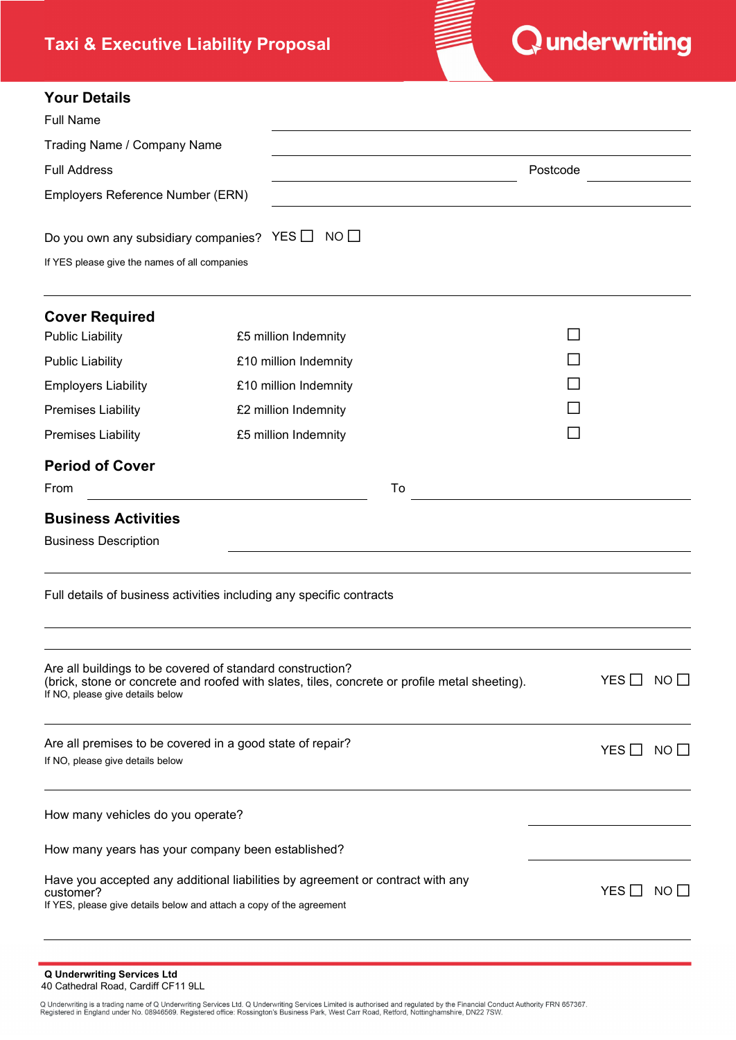# Tax i& Executive Liability Proposal

## Your Details

Full Name ______________________________

Trading Name / Company Name ______________________________

Full Address ______________________________ Postcode ______________

Employers Reference Number (ERN) ______________________________

Do you own any subsidiary companies? YES ☐ NO ☐

If YES please give the names of all companies

______________________________

## Cover Required

| | | |
|---|---|---|
| Public Liability | £5 million Indemnity | ☐ |
| Public Liability | £10 million Indemnity | ☐ |
| Employers Liability | £10 million Indemnity | ☐ |
| Premises Liability | £2 million Indemnity | ☐ |
| Premises Liability | £5 million Indemnity | ☐ |

## Period of Cover

From ______________________________ To ______________________________

## Business Activities

Business Description ______________________________

______________________________

Full details of business activities including any specific contracts

______________________________

______________________________

Are all buildings to be covered of standard construction?
(brick, stone or concrete and roofed with slates, tiles, concrete or profile metal sheeting). YES ☐ NO ☐
If NO, please give details below

______________________________

Are all premises to be covered in a good state of repair? YES ☐ NO ☐
If NO, please give details below

______________________________

How many vehicles do you operate? ______________

How many years has your company been established? ______________

Have you accepted any additional liabilities by agreement or contract with any customer? YES ☐ NO ☐
If YES, please give details below and attach a copy of the agreement

______________________________

**Q Underwriting Services Ltd**
40 Cathedral Road, Cardiff CF11 9LL

Q Underwriting is a trading name of Q Underwriting Services Ltd. Q Underwriting Services Limited is authorised and regulated by the Financial Conduct Authority FRN 657367.
Registered in England under No. 08946569. Registered office: Rossington's Business Park, West Carr Road, Retford, Nottinghamshire, DN22 7SW.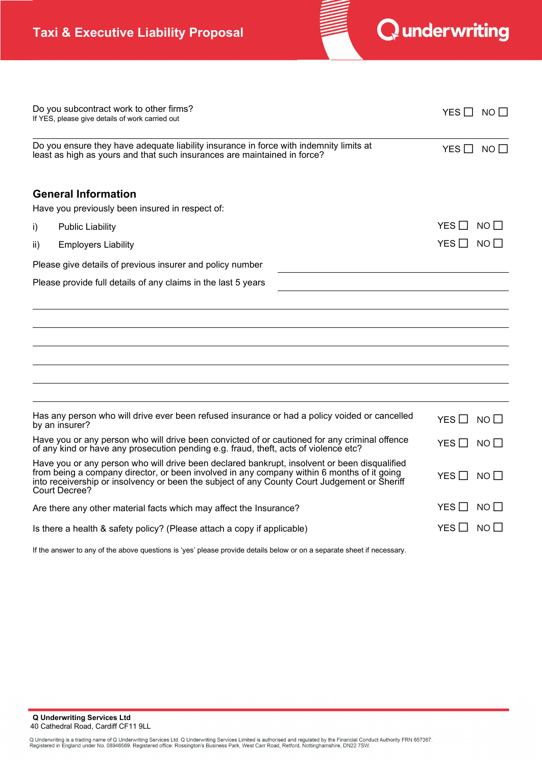Do you subcontract work to other firms?
If YES, please give details of work carried out

YES ☐ NO ☐

Do you ensure they have adequate liability insurance in force with indemnity limits at least as high as yours and that such insurances are maintained in force?

YES ☐ NO ☐

## General Information

Have you previously been insured in respect of:

| | | |
|---|---|---|
| i) | Public Liability | YES ☐ NO ☐ |
| ii) | Employers Liability | YES ☐ NO ☐ |

Please give details of previous insurer and policy number \_\_\_\_\_\_\_\_\_\_\_\_\_\_\_\_\_\_\_\_

Please provide full details of any claims in the last 5 years \_\_\_\_\_\_\_\_\_\_\_\_\_\_\_\_\_\_\_\_

| Question | Answer |
|---|---|
| Has any person who will drive ever been refused insurance or had a policy voided or cancelled by an insurer? | YES ☐ NO ☐ |
| Have you or any person who will drive been convicted of or cautioned for any criminal offence of any kind or have any prosecution pending e.g. fraud, theft, acts of violence etc? | YES ☐ NO ☐ |
| Have you or any person who will drive been declared bankrupt, insolvent or been disqualified from being a company director, or been involved in any company within 6 months of it going into receivership or insolvency or been the subject of any County Court Judgement or Sheriff Court Decree? | YES ☐ NO ☐ |
| Are there any other material facts which may affect the Insurance? | YES ☐ NO ☐ |
| Is there a health & safety policy? (Please attach a copy if applicable) | YES ☐ NO ☐ |

If the answer to any of the above questions is 'yes' please provide details below or on a separate sheet if necessary.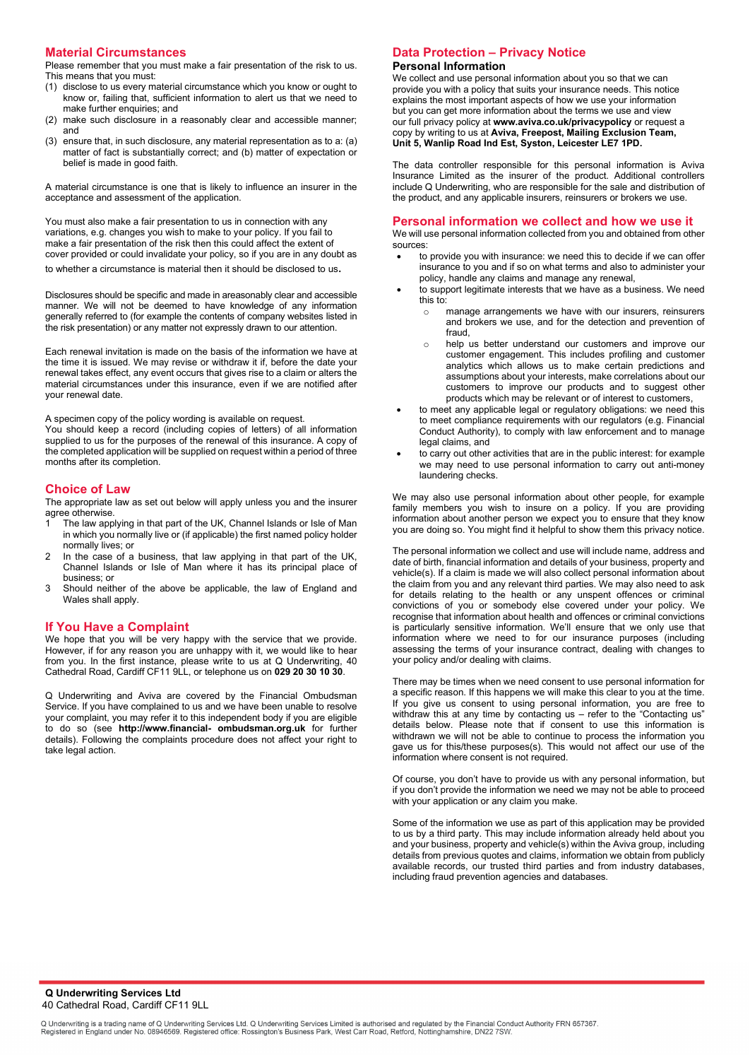## Material Circumstances

Please remember that you must make a fair presentation of the risk to us. This means that you must:

(1) disclose to us every material circumstance which you know or ought to know or, failing that, sufficient information to alert us that we need to make further enquiries; and
(2) make such disclosure in a reasonably clear and accessible manner; and
(3) ensure that, in such disclosure, any material representation as to a: (a) matter of fact is substantially correct; and (b) matter of expectation or belief is made in good faith.

A material circumstance is one that is likely to influence an insurer in the acceptance and assessment of the application.

You must also make a fair presentation to us in connection with any variations, e.g. changes you wish to make to your policy. If you fail to make a fair presentation of the risk then this could affect the extent of cover provided or could invalidate your policy, so if you are in any doubt as to whether a circumstance is material then it should be disclosed to us.

Disclosures should be specific and made in areasonably clear and accessible manner. We will not be deemed to have knowledge of any information generally referred to (for example the contents of company websites listed in the risk presentation) or any matter not expressly drawn to our attention.

Each renewal invitation is made on the basis of the information we have at the time it is issued. We may revise or withdraw it if, before the date your renewal takes effect, any event occurs that gives rise to a claim or alters the material circumstances under this insurance, even if we are notified after your renewal date.

A specimen copy of the policy wording is available on request.
You should keep a record (including copies of letters) of all information supplied to us for the purposes of the renewal of this insurance. A copy of the completed application will be supplied on request within a period of three months after its completion.

## Choice of Law

The appropriate law as set out below will apply unless you and the insurer agree otherwise.

1 The law applying in that part of the UK, Channel Islands or Isle of Man in which you normally live or (if applicable) the first named policy holder normally lives; or
2 In the case of a business, that law applying in that part of the UK, Channel Islands or Isle of Man where it has its principal place of business; or
3 Should neither of the above be applicable, the law of England and Wales shall apply.

## If You Have a Complaint

We hope that you will be very happy with the service that we provide. However, if for any reason you are unhappy with it, we would like to hear from you. In the first instance, please write to us at Q Underwriting, 40 Cathedral Road, Cardiff CF11 9LL, or telephone us on **029 20 30 10 30**.

Q Underwriting and Aviva are covered by the Financial Ombudsman Service. If you have complained to us and we have been unable to resolve your complaint, you may refer it to this independent body if you are eligible to do so (see **http://www.financial- ombudsman.org.uk** for further details). Following the complaints procedure does not affect your right to take legal action.

## Data Protection – Privacy Notice

### Personal Information

We collect and use personal information about you so that we can provide you with a policy that suits your insurance needs. This notice explains the most important aspects of how we use your information but you can get more information about the terms we use and view our full privacy policy at **www.aviva.co.uk/privacypolicy** or request a copy by writing to us at **Aviva, Freepost, Mailing Exclusion Team, Unit 5, Wanlip Road Ind Est, Syston, Leicester LE7 1PD.**

The data controller responsible for this personal information is Aviva Insurance Limited as the insurer of the product. Additional controllers include Q Underwriting, who are responsible for the sale and distribution of the product, and any applicable insurers, reinsurers or brokers we use.

## Personal information we collect and how we use it

We will use personal information collected from you and obtained from other sources:

- to provide you with insurance: we need this to decide if we can offer insurance to you and if so on what terms and also to administer your policy, handle any claims and manage any renewal,
- to support legitimate interests that we have as a business. We need this to:
  - manage arrangements we have with our insurers, reinsurers and brokers we use, and for the detection and prevention of fraud,
  - help us better understand our customers and improve our customer engagement. This includes profiling and customer analytics which allows us to make certain predictions and assumptions about your interests, make correlations about our customers to improve our products and to suggest other products which may be relevant or of interest to customers,
- to meet any applicable legal or regulatory obligations: we need this to meet compliance requirements with our regulators (e.g. Financial Conduct Authority), to comply with law enforcement and to manage legal claims, and
- to carry out other activities that are in the public interest: for example we may need to use personal information to carry out anti-money laundering checks.

We may also use personal information about other people, for example family members you wish to insure on a policy. If you are providing information about another person we expect you to ensure that they know you are doing so. You might find it helpful to show them this privacy notice.

The personal information we collect and use will include name, address and date of birth, financial information and details of your business, property and vehicle(s). If a claim is made we will also collect personal information about the claim from you and any relevant third parties. We may also need to ask for details relating to the health or any unspent offences or criminal convictions of you or somebody else covered under your policy. We recognise that information about health and offences or criminal convictions is particularly sensitive information. We'll ensure that we only use that information where we need to for our insurance purposes (including assessing the terms of your insurance contract, dealing with changes to your policy and/or dealing with claims.

There may be times when we need consent to use personal information for a specific reason. If this happens we will make this clear to you at the time. If you give us consent to using personal information, you are free to withdraw this at any time by contacting us – refer to the "Contacting us" details below. Please note that if consent to use this information is withdrawn we will not be able to continue to process the information you gave us for this/these purposes(s). This would not affect our use of the information where consent is not required.

Of course, you don't have to provide us with any personal information, but if you don't provide the information we need we may not be able to proceed with your application or any claim you make.

Some of the information we use as part of this application may be provided to us by a third party. This may include information already held about you and your business, property and vehicle(s) within the Aviva group, including details from previous quotes and claims, information we obtain from publicly available records, our trusted third parties and from industry databases, including fraud prevention agencies and databases.

**Q Underwriting Services Ltd**
40 Cathedral Road, Cardiff CF11 9LL

Q Underwriting is a trading name of Q Underwriting Services Ltd. Q Underwriting Services Limited is authorised and regulated by the Financial Conduct Authority FRN 657367. Registered in England under No. 08946569. Registered office: Rossington's Business Park, West Carr Road, Retford, Nottinghamshire, DN22 7SW.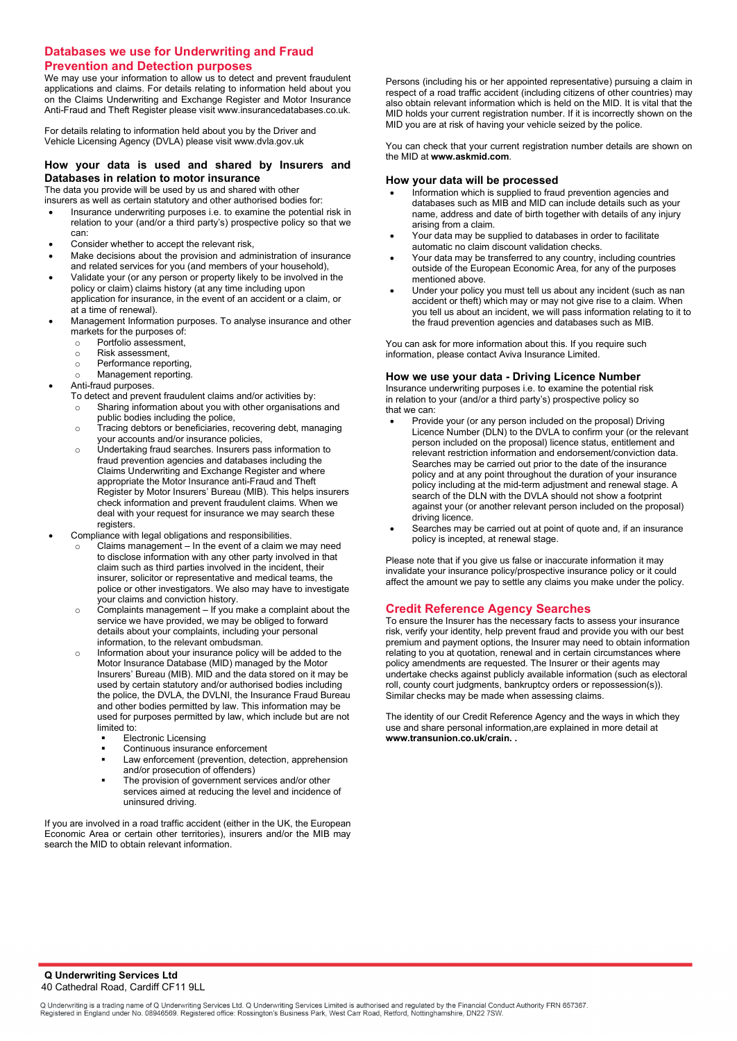## Databases we use for Underwriting and Fraud Prevention and Detection purposes

We may use your information to allow us to detect and prevent fraudulent applications and claims. For details relating to information held about you on the Claims Underwriting and Exchange Register and Motor Insurance Anti-Fraud and Theft Register please visit www.insurancedatabases.co.uk.

For details relating to information held about you by the Driver and Vehicle Licensing Agency (DVLA) please visit www.dvla.gov.uk

### How your data is used and shared by Insurers and Databases in relation to motor insurance

The data you provide will be used by us and shared with other insurers as well as certain statutory and other authorised bodies for:

- Insurance underwriting purposes i.e. to examine the potential risk in relation to your (and/or a third party's) prospective policy so that we can:
- Consider whether to accept the relevant risk,
- Make decisions about the provision and administration of insurance and related services for you (and members of your household),
- Validate your (or any person or property likely to be involved in the policy or claim) claims history (at any time including upon application for insurance, in the event of an accident or a claim, or at a time of renewal).
- Management Information purposes. To analyse insurance and other markets for the purposes of:
  - Portfolio assessment,
  - Risk assessment,
  - Performance reporting,
  - Management reporting.
- Anti-fraud purposes.
  To detect and prevent fraudulent claims and/or activities by:
  - Sharing information about you with other organisations and public bodies including the police,
  - Tracing debtors or beneficiaries, recovering debt, managing your accounts and/or insurance policies,
  - Undertaking fraud searches. Insurers pass information to fraud prevention agencies and databases including the Claims Underwriting and Exchange Register and where appropriate the Motor Insurance anti-Fraud and Theft Register by Motor Insurers' Bureau (MIB). This helps insurers check information and prevent fraudulent claims. When we deal with your request for insurance we may search these registers.
- Compliance with legal obligations and responsibilities.
  - Claims management – In the event of a claim we may need to disclose information with any other party involved in that claim such as third parties involved in the incident, their insurer, solicitor or representative and medical teams, the police or other investigators. We also may have to investigate your claims and conviction history.
  - Complaints management – If you make a complaint about the service we have provided, we may be obliged to forward details about your complaints, including your personal information, to the relevant ombudsman.
  - Information about your insurance policy will be added to the Motor Insurance Database (MID) managed by the Motor Insurers' Bureau (MIB). MID and the data stored on it may be used by certain statutory and/or authorised bodies including the police, the DVLA, the DVLNI, the Insurance Fraud Bureau and other bodies permitted by law. This information may be used for purposes permitted by law, which include but are not limited to:
    - Electronic Licensing
    - Continuous insurance enforcement
    - Law enforcement (prevention, detection, apprehension and/or prosecution of offenders)
    - The provision of government services and/or other services aimed at reducing the level and incidence of uninsured driving.

If you are involved in a road traffic accident (either in the UK, the European Economic Area or certain other territories), insurers and/or the MIB may search the MID to obtain relevant information.

Persons (including his or her appointed representative) pursuing a claim in respect of a road traffic accident (including citizens of other countries) may also obtain relevant information which is held on the MID. It is vital that the MID holds your current registration number. If it is incorrectly shown on the MID you are at risk of having your vehicle seized by the police.

You can check that your current registration number details are shown on the MID at **www.askmid.com**.

### How your data will be processed

- Information which is supplied to fraud prevention agencies and databases such as MIB and MID can include details such as your name, address and date of birth together with details of any injury arising from a claim.
- Your data may be supplied to databases in order to facilitate automatic no claim discount validation checks.
- Your data may be transferred to any country, including countries outside of the European Economic Area, for any of the purposes mentioned above.
- Under your policy you must tell us about any incident (such as nan accident or theft) which may or may not give rise to a claim. When you tell us about an incident, we will pass information relating to it to the fraud prevention agencies and databases such as MIB.

You can ask for more information about this. If you require such information, please contact Aviva Insurance Limited.

### How we use your data - Driving Licence Number

Insurance underwriting purposes i.e. to examine the potential risk in relation to your (and/or a third party's) prospective policy so that we can:

- Provide your (or any person included on the proposal) Driving Licence Number (DLN) to the DVLA to confirm your (or the relevant person included on the proposal) licence status, entitlement and relevant restriction information and endorsement/conviction data. Searches may be carried out prior to the date of the insurance policy and at any point throughout the duration of your insurance policy including at the mid-term adjustment and renewal stage. A search of the DLN with the DVLA should not show a footprint against your (or another relevant person included on the proposal) driving licence.
- Searches may be carried out at point of quote and, if an insurance policy is incepted, at renewal stage.

Please note that if you give us false or inaccurate information it may invalidate your insurance policy/prospective insurance policy or it could affect the amount we pay to settle any claims you make under the policy.

## Credit Reference Agency Searches

To ensure the Insurer has the necessary facts to assess your insurance risk, verify your identity, help prevent fraud and provide you with our best premium and payment options, the Insurer may need to obtain information relating to you at quotation, renewal and in certain circumstances where policy amendments are requested. The Insurer or their agents may undertake checks against publicly available information (such as electoral roll, county court judgments, bankruptcy orders or repossession(s)). Similar checks may be made when assessing claims.

The identity of our Credit Reference Agency and the ways in which they use and share personal information,are explained in more detail at **www.transunion.co.uk/crain. .**

**Q Underwriting Services Ltd**
40 Cathedral Road, Cardiff CF11 9LL

Q Underwriting is a trading name of Q Underwriting Services Ltd. Q Underwriting Services Limited is authorised and regulated by the Financial Conduct Authority FRN 657367. Registered in England under No. 08946569. Registered office: Rossington's Business Park, West Carr Road, Retford, Nottinghamshire, DN22 7SW.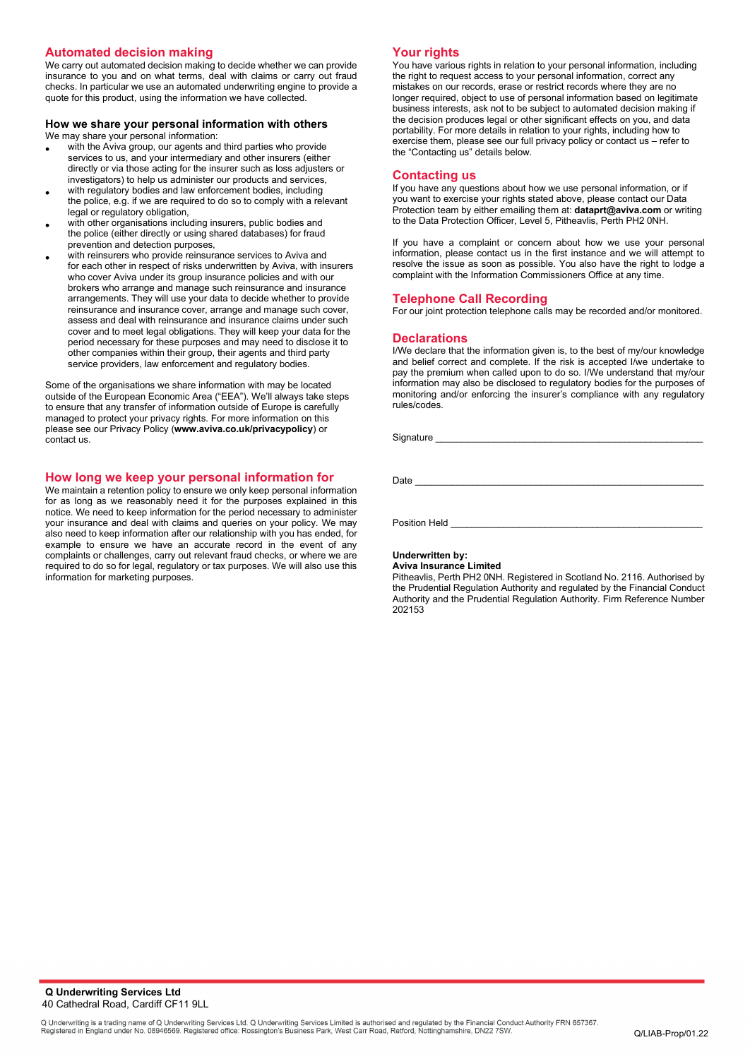## Automated decision making

We carry out automated decision making to decide whether we can provide insurance to you and on what terms, deal with claims or carry out fraud checks. In particular we use an automated underwriting engine to provide a quote for this product, using the information we have collected.

## How we share your personal information with others

We may share your personal information:

- with the Aviva group, our agents and third parties who provide services to us, and your intermediary and other insurers (either directly or via those acting for the insurer such as loss adjusters or investigators) to help us administer our products and services,
- with regulatory bodies and law enforcement bodies, including the police, e.g. if we are required to do so to comply with a relevant legal or regulatory obligation,
- with other organisations including insurers, public bodies and the police (either directly or using shared databases) for fraud prevention and detection purposes,
- with reinsurers who provide reinsurance services to Aviva and for each other in respect of risks underwritten by Aviva, with insurers who cover Aviva under its group insurance policies and with our brokers who arrange and manage such reinsurance and insurance arrangements. They will use your data to decide whether to provide reinsurance and insurance cover, arrange and manage such cover, assess and deal with reinsurance and insurance claims under such cover and to meet legal obligations. They will keep your data for the period necessary for these purposes and may need to disclose it to other companies within their group, their agents and third party service providers, law enforcement and regulatory bodies.

Some of the organisations we share information with may be located outside of the European Economic Area ("EEA"). We'll always take steps to ensure that any transfer of information outside of Europe is carefully managed to protect your privacy rights. For more information on this please see our Privacy Policy (**www.aviva.co.uk/privacypolicy**) or contact us.

## How long we keep your personal information for

We maintain a retention policy to ensure we only keep personal information for as long as we reasonably need it for the purposes explained in this notice. We need to keep information for the period necessary to administer your insurance and deal with claims and queries on your policy. We may also need to keep information after our relationship with you has ended, for example to ensure we have an accurate record in the event of any complaints or challenges, carry out relevant fraud checks, or where we are required to do so for legal, regulatory or tax purposes. We will also use this information for marketing purposes.

## Your rights

You have various rights in relation to your personal information, including the right to request access to your personal information, correct any mistakes on our records, erase or restrict records where they are no longer required, object to use of personal information based on legitimate business interests, ask not to be subject to automated decision making if the decision produces legal or other significant effects on you, and data portability. For more details in relation to your rights, including how to exercise them, please see our full privacy policy or contact us – refer to the "Contacting us" details below.

## Contacting us

If you have any questions about how we use personal information, or if you want to exercise your rights stated above, please contact our Data Protection team by either emailing them at: **dataprt@aviva.com** or writing to the Data Protection Officer, Level 5, Pitheavlis, Perth PH2 0NH.

If you have a complaint or concern about how we use your personal information, please contact us in the first instance and we will attempt to resolve the issue as soon as possible. You also have the right to lodge a complaint with the Information Commissioners Office at any time.

## Telephone Call Recording

For our joint protection telephone calls may be recorded and/or monitored.

## Declarations

I/We declare that the information given is, to the best of my/our knowledge and belief correct and complete. If the risk is accepted I/we undertake to pay the premium when called upon to do so. I/We understand that my/our information may also be disclosed to regulatory bodies for the purposes of monitoring and/or enforcing the insurer's compliance with any regulatory rules/codes.

Signature ____________________________________________________

Date ________________________________________________________

Position Held _________________________________________________

**Underwritten by:**
**Aviva Insurance Limited**
Pitheavlis, Perth PH2 0NH. Registered in Scotland No. 2116. Authorised by the Prudential Regulation Authority and regulated by the Financial Conduct Authority and the Prudential Regulation Authority. Firm Reference Number 202153

**Q Underwriting Services Ltd**
40 Cathedral Road, Cardiff CF11 9LL

Q Underwriting is a trading name of Q Underwriting Services Ltd. Q Underwriting Services Limited is authorised and regulated by the Financial Conduct Authority FRN 657367. Registered in England under No. 08946569. Registered office: Rossington's Business Park, West Carr Road, Retford, Nottinghamshire, DN22 7SW.

Q/LIAB-Prop/01.22